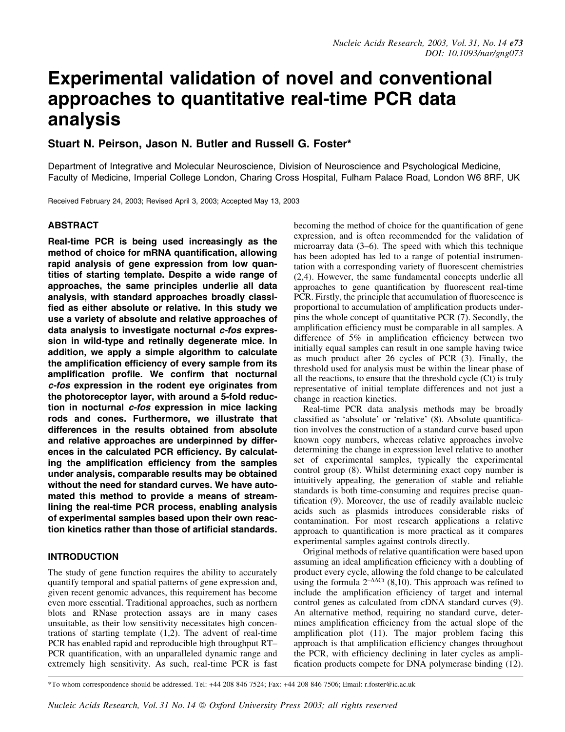# Experimental validation of novel and conventional approaches to quantitative real-time PCR data analysis

**Stuart N. Peirson, Jason N. Butler and Russell G. Foster***

Department of Integrative and Molecular Neuroscience, Division of Neuroscience and Psychological Medicine, Faculty of Medicine, Imperial College London, Charing Cross Hospital, Fulham Palace Road, London W6 8RF, UK

Received February 24, 2003; Revised April 3, 2003; Accepted May 13, 2003

## ABSTRACT

**Real-time PCR is being used increasingly as the method of choice for mRNA quantification, allowing rapid analysis of gene expression from low quantities of starting template. Despite a wide range of approaches, the same principles underlie all data analysis, with standard approaches broadly classified as either absolute or relative. In this study we use a variety of absolute and relative approaches of data analysis to investigate nocturnal *c-fos* expression in wild-type and retinally degenerate mice. In addition, we apply a simple algorithm to calculate the amplification efficiency of every sample from its amplification profile. We confirm that nocturnal *c-fos* expression in the rodent eye originates from the photoreceptor layer, with around a 5-fold reduction in nocturnal *c-fos* expression in mice lacking rods and cones. Furthermore, we illustrate that differences in the results obtained from absolute and relative approaches are underpinned by differences in the calculated PCR efficiency. By calculating the amplification efficiency from the samples under analysis, comparable results may be obtained without the need for standard curves. We have automated this method to provide a means of streamlining the real-time PCR process, enabling analysis of experimental samples based upon their own reaction kinetics rather than those of artificial standards.**

## INTRODUCTION

The study of gene function requires the ability to accurately quantify temporal and spatial patterns of gene expression and, given recent genomic advances, this requirement has become even more essential. Traditional approaches, such as northern blots and RNase protection assays are in many cases unsuitable, as their low sensitivity necessitates high concentrations of starting template (1,2). The advent of real-time PCR has enabled rapid and reproducible high throughput RT–PCR quantification, with an unparalleled dynamic range and extremely high sensitivity. As such, real-time PCR is fast becoming the method of choice for the quantification of gene expression, and is often recommended for the validation of microarray data (3–6). The speed with which this technique has been adopted has led to a range of potential instrumentation with a corresponding variety of fluorescent chemistries (2,4). However, the same fundamental concepts underlie all approaches to gene quantification by fluorescent real-time PCR. Firstly, the principle that accumulation of fluorescence is proportional to accumulation of amplification products underpins the whole concept of quantitative PCR (7). Secondly, the amplification efficiency must be comparable in all samples. A difference of 5% in amplification efficiency between two initially equal samples can result in one sample having twice as much product after 26 cycles of PCR (3). Finally, the threshold used for analysis must be within the linear phase of all the reactions, to ensure that the threshold cycle (Ct) is truly representative of initial template differences and not just a change in reaction kinetics.

Real-time PCR data analysis methods may be broadly classified as 'absolute' or 'relative' (8). Absolute quantification involves the construction of a standard curve based upon known copy numbers, whereas relative approaches involve determining the change in expression level relative to another set of experimental samples, typically the experimental control group (8). Whilst determining exact copy number is intuitively appealing, the generation of stable and reliable standards is both time-consuming and requires precise quantification (9). Moreover, the use of readily available nucleic acids such as plasmids introduces considerable risks of contamination. For most research applications a relative approach to quantification is more practical as it compares experimental samples against controls directly.

Original methods of relative quantification were based upon assuming an ideal amplification efficiency with a doubling of product every cycle, allowing the fold change to be calculated using the formula $2^{-\Delta\Delta Ct}$ (8,10). This approach was refined to include the amplification efficiency of target and internal control genes as calculated from cDNA standard curves (9). An alternative method, requiring no standard curve, determines amplification efficiency from the actual slope of the amplification plot (11). The major problem facing this approach is that amplification efficiency changes throughout the PCR, with efficiency declining in later cycles as amplification products compete for DNA polymerase binding (12).

*To whom correspondence should be addressed. Tel: +44 208 846 7524; Fax: +44 208 846 7506; Email: r.foster@ic.ac.uk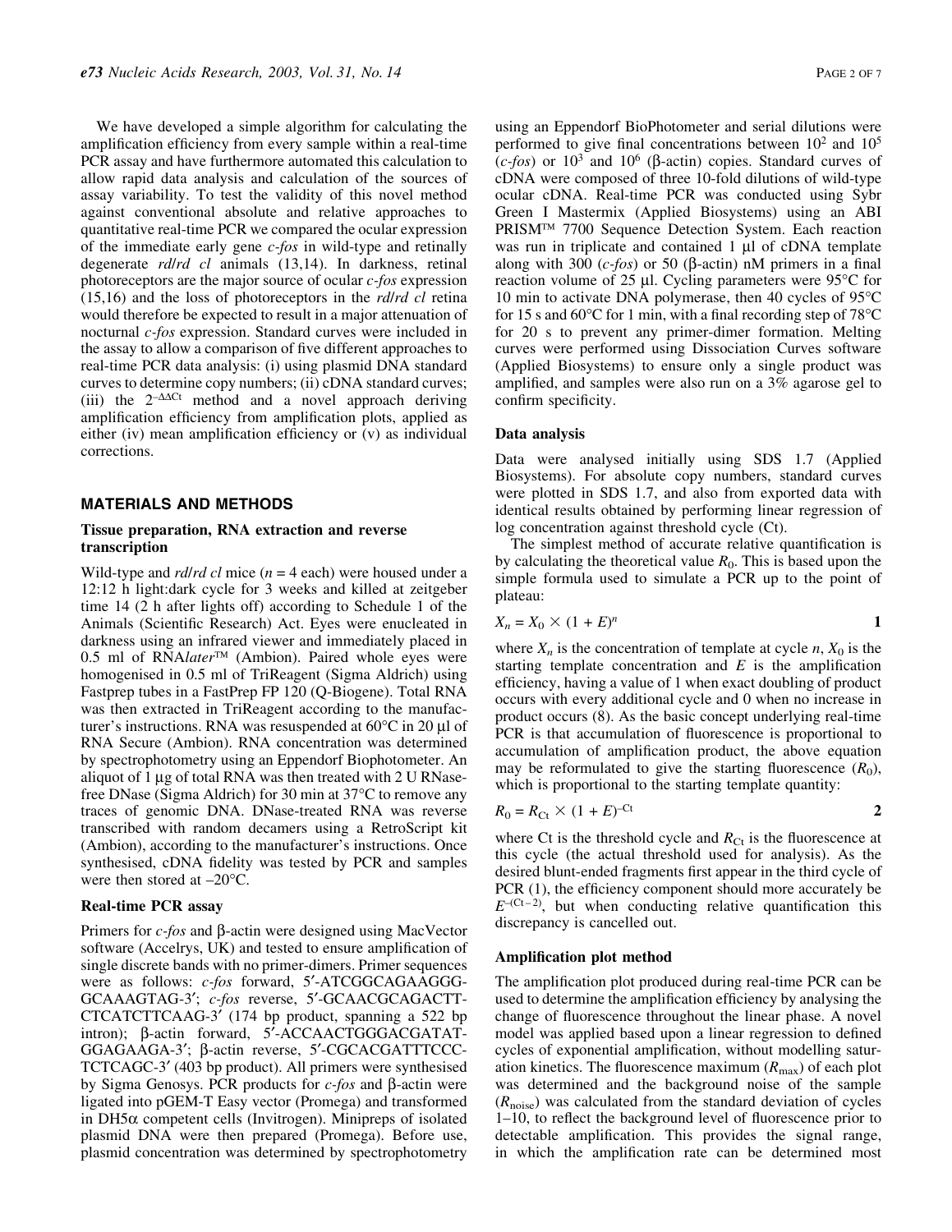We have developed a simple algorithm for calculating the amplification efficiency from every sample within a real-time PCR assay and have furthermore automated this calculation to allow rapid data analysis and calculation of the sources of assay variability. To test the validity of this novel method against conventional absolute and relative approaches to quantitative real-time PCR we compared the ocular expression of the immediate early gene *c-fos* in wild-type and retinally degenerate *rd/rd cl* animals (13,14). In darkness, retinal photoreceptors are the major source of ocular *c-fos* expression (15,16) and the loss of photoreceptors in the *rd/rd cl* retina would therefore be expected to result in a major attenuation of nocturnal *c-fos* expression. Standard curves were included in the assay to allow a comparison of five different approaches to real-time PCR data analysis: (i) using plasmid DNA standard curves to determine copy numbers; (ii) cDNA standard curves; (iii) the $2^{-\Delta\Delta Ct}$ method and a novel approach deriving amplification efficiency from amplification plots, applied as either (iv) mean amplification efficiency or (v) as individual corrections.

## MATERIALS AND METHODS

### Tissue preparation, RNA extraction and reverse transcription

Wild-type and *rd/rd cl* mice ($n = 4$ each) were housed under a 12:12 h light:dark cycle for 3 weeks and killed at zeitgeber time 14 (2 h after lights off) according to Schedule 1 of the Animals (Scientific Research) Act. Eyes were enucleated in darkness using an infrared viewer and immediately placed in 0.5 ml of RNA*later*™ (Ambion). Paired whole eyes were homogenised in 0.5 ml of TriReagent (Sigma Aldrich) using Fastprep tubes in a FastPrep FP 120 (Q-Biogene). Total RNA was then extracted in TriReagent according to the manufacturer's instructions. RNA was resuspended at 60°C in 20 µl of RNA Secure (Ambion). RNA concentration was determined by spectrophotometry using an Eppendorf Biophotometer. An aliquot of 1 µg of total RNA was then treated with 2 U RNase-free DNase (Sigma Aldrich) for 30 min at 37°C to remove any traces of genomic DNA. DNase-treated RNA was reverse transcribed with random decamers using a RetroScript kit (Ambion), according to the manufacturer's instructions. Once synthesised, cDNA fidelity was tested by PCR and samples were then stored at –20°C.

### Real-time PCR assay

Primers for *c-fos* and β-actin were designed using MacVector software (Accelrys, UK) and tested to ensure amplification of single discrete bands with no primer-dimers. Primer sequences were as follows: *c-fos* forward, 5′-ATCGGCAGAAGGG-GCAAAGTAG-3′; *c-fos* reverse, 5′-GCAACGCAGACTT-CTCATCTTCAAG-3′ (174 bp product, spanning a 522 bp intron); β-actin forward, 5′-ACCAACTGGGACGATAT-GGAGAAGA-3′; β-actin reverse, 5′-CGCACGATTTCCC-TCTCAGC-3′ (403 bp product). All primers were synthesised by Sigma Genosys. PCR products for *c-fos* and β-actin were ligated into pGEM-T Easy vector (Promega) and transformed in DH5α competent cells (Invitrogen). Minipreps of isolated plasmid DNA were then prepared (Promega). Before use, plasmid concentration was determined by spectrophotometry using an Eppendorf BioPhotometer and serial dilutions were performed to give final concentrations between $10^2$ and $10^5$ (*c-fos*) or $10^3$ and $10^6$ (β-actin) copies. Standard curves of cDNA were composed of three 10-fold dilutions of wild-type ocular cDNA. Real-time PCR was conducted using Sybr Green I Mastermix (Applied Biosystems) using an ABI PRISM™ 7700 Sequence Detection System. Each reaction was run in triplicate and contained 1 µl of cDNA template along with 300 (*c-fos*) or 50 (β-actin) nM primers in a final reaction volume of 25 µl. Cycling parameters were 95°C for 10 min to activate DNA polymerase, then 40 cycles of 95°C for 15 s and 60°C for 1 min, with a final recording step of 78°C for 20 s to prevent any primer-dimer formation. Melting curves were performed using Dissociation Curves software (Applied Biosystems) to ensure only a single product was amplified, and samples were also run on a 3% agarose gel to confirm specificity.

### Data analysis

Data were analysed initially using SDS 1.7 (Applied Biosystems). For absolute copy numbers, standard curves were plotted in SDS 1.7, and also from exported data with identical results obtained by performing linear regression of log concentration against threshold cycle (Ct).

The simplest method of accurate relative quantification is by calculating the theoretical value $R_0$. This is based upon the simple formula used to simulate a PCR up to the point of plateau:

$$X_n = X_0 \times (1 + E)^n \qquad \mathbf{1}$$

where $X_n$ is the concentration of template at cycle $n$, $X_0$ is the starting template concentration and $E$ is the amplification efficiency, having a value of 1 when exact doubling of product occurs with every additional cycle and 0 when no increase in product occurs (8). As the basic concept underlying real-time PCR is that accumulation of fluorescence is proportional to accumulation of amplification product, the above equation may be reformulated to give the starting fluorescence ($R_0$), which is proportional to the starting template quantity:

$$R_0 = R_{Ct} \times (1 + E)^{-Ct} \qquad \mathbf{2}$$

where Ct is the threshold cycle and $R_{Ct}$ is the fluorescence at this cycle (the actual threshold used for analysis). As the desired blunt-ended fragments first appear in the third cycle of PCR (1), the efficiency component should more accurately be $E^{-(Ct-2)}$, but when conducting relative quantification this discrepancy is cancelled out.

### Amplification plot method

The amplification plot produced during real-time PCR can be used to determine the amplification efficiency by analysing the change of fluorescence throughout the linear phase. A novel model was applied based upon a linear regression to defined cycles of exponential amplification, without modelling saturation kinetics. The fluorescence maximum ($R_{max}$) of each plot was determined and the background noise of the sample ($R_{noise}$) was calculated from the standard deviation of cycles 1–10, to reflect the background level of fluorescence prior to detectable amplification. This provides the signal range, in which the amplification rate can be determined most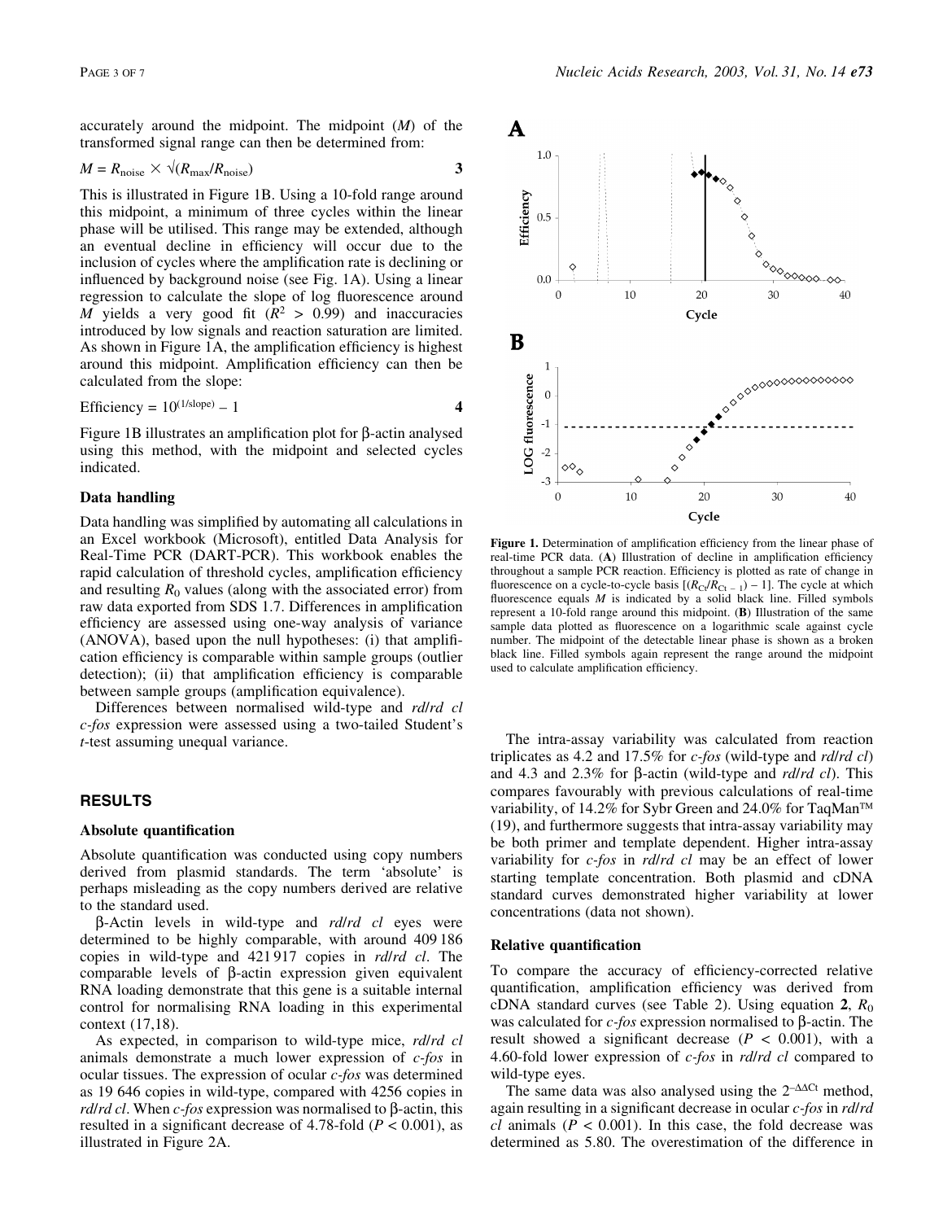accurately around the midpoint. The midpoint ($M$) of the transformed signal range can then be determined from:

$$M = R_{noise} \times \sqrt{(R_{max}/R_{noise})} \quad \textbf{3}$$

This is illustrated in Figure 1B. Using a 10-fold range around this midpoint, a minimum of three cycles within the linear phase will be utilised. This range may be extended, although an eventual decline in efficiency will occur due to the inclusion of cycles where the amplification rate is declining or influenced by background noise (see Fig. 1A). Using a linear regression to calculate the slope of log fluorescence around $M$ yields a very good fit ($R^2 > 0.99$) and inaccuracies introduced by low signals and reaction saturation are limited. As shown in Figure 1A, the amplification efficiency is highest around this midpoint. Amplification efficiency can then be calculated from the slope:

$$\text{Efficiency} = 10^{(1/\text{slope})} - 1 \quad \textbf{4}$$

Figure 1B illustrates an amplification plot for β-actin analysed using this method, with the midpoint and selected cycles indicated.

### Data handling

Data handling was simplified by automating all calculations in an Excel workbook (Microsoft), entitled Data Analysis for Real-Time PCR (DART-PCR). This workbook enables the rapid calculation of threshold cycles, amplification efficiency and resulting $R_0$ values (along with the associated error) from raw data exported from SDS 1.7. Differences in amplification efficiency are assessed using one-way analysis of variance (ANOVA), based upon the null hypotheses: (i) that amplification efficiency is comparable within sample groups (outlier detection); (ii) that amplification efficiency is comparable between sample groups (amplification equivalence).

Differences between normalised wild-type and *rd*/*rd cl* *c-fos* expression were assessed using a two-tailed Student's *t*-test assuming unequal variance.

## RESULTS

### Absolute quantification

Absolute quantification was conducted using copy numbers derived from plasmid standards. The term 'absolute' is perhaps misleading as the copy numbers derived are relative to the standard used.

β-Actin levels in wild-type and *rd*/*rd cl* eyes were determined to be highly comparable, with around 409 186 copies in wild-type and 421 917 copies in *rd*/*rd cl*. The comparable levels of β-actin expression given equivalent RNA loading demonstrate that this gene is a suitable internal control for normalising RNA loading in this experimental context (17,18).

As expected, in comparison to wild-type mice, *rd*/*rd cl* animals demonstrate a much lower expression of *c-fos* in ocular tissues. The expression of ocular *c-fos* was determined as 19 646 copies in wild-type, compared with 4256 copies in *rd*/*rd cl*. When *c-fos* expression was normalised to β-actin, this resulted in a significant decrease of 4.78-fold ($P < 0.001$), as illustrated in Figure 2A.

**Figure 1.** Determination of amplification efficiency from the linear phase of real-time PCR data. (**A**) Illustration of decline in amplification efficiency throughout a sample PCR reaction. Efficiency is plotted as rate of change in fluorescence on a cycle-to-cycle basis $[(R_{Ct}/R_{Ct-1}) - 1]$. The cycle at which fluorescence equals $M$ is indicated by a solid black line. Filled symbols represent a 10-fold range around this midpoint. (**B**) Illustration of the same sample data plotted as fluorescence on a logarithmic scale against cycle number. The midpoint of the detectable linear phase is shown as a broken black line. Filled symbols again represent the range around the midpoint used to calculate amplification efficiency.

The intra-assay variability was calculated from reaction triplicates as 4.2 and 17.5% for *c-fos* (wild-type and *rd*/*rd cl*) and 4.3 and 2.3% for β-actin (wild-type and *rd*/*rd cl*). This compares favourably with previous calculations of real-time variability, of 14.2% for Sybr Green and 24.0% for TaqMan™ (19), and furthermore suggests that intra-assay variability may be both primer and template dependent. Higher intra-assay variability for *c-fos* in *rd*/*rd cl* may be an effect of lower starting template concentration. Both plasmid and cDNA standard curves demonstrated higher variability at lower concentrations (data not shown).

### Relative quantification

To compare the accuracy of efficiency-corrected relative quantification, amplification efficiency was derived from cDNA standard curves (see Table 2). Using equation **2**, $R_0$ was calculated for *c-fos* expression normalised to β-actin. The result showed a significant decrease ($P < 0.001$), with a 4.60-fold lower expression of *c-fos* in *rd*/*rd cl* compared to wild-type eyes.

The same data was also analysed using the $2^{-\Delta\Delta Ct}$ method, again resulting in a significant decrease in ocular *c-fos* in *rd*/*rd cl* animals ($P < 0.001$). In this case, the fold decrease was determined as 5.80. The overestimation of the difference in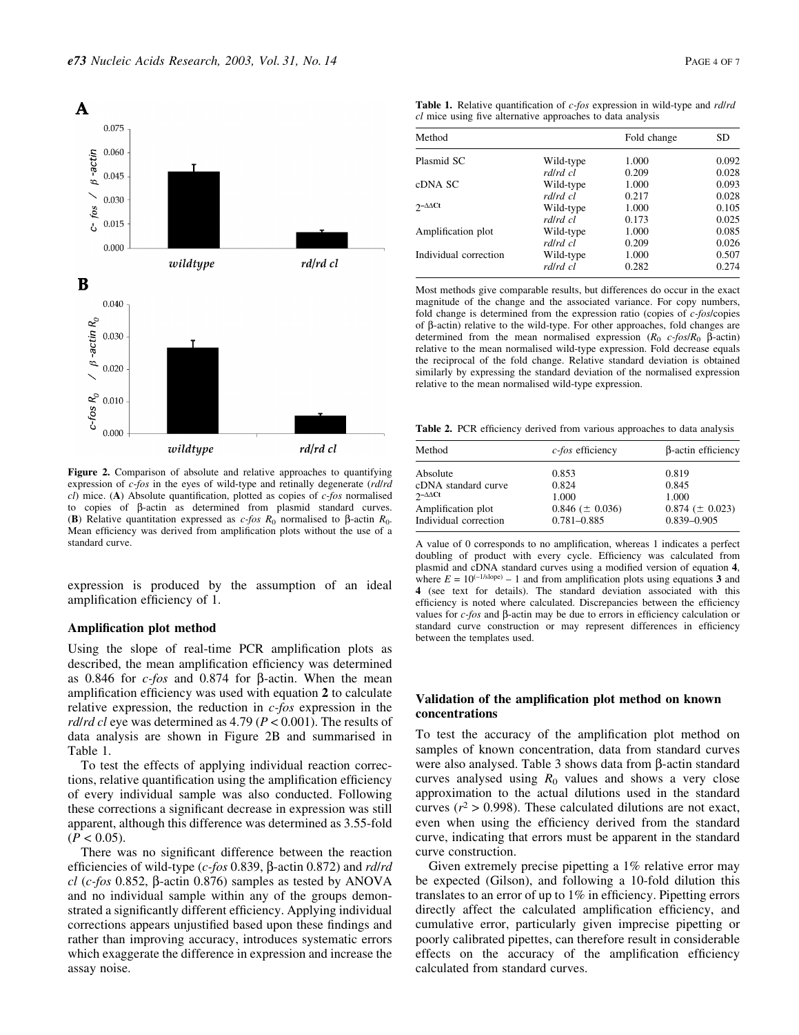**Figure 2.** Comparison of absolute and relative approaches to quantifying expression of *c-fos* in the eyes of wild-type and retinally degenerate (*rd/rd cl*) mice. (**A**) Absolute quantification, plotted as copies of *c-fos* normalised to copies of β-actin as determined from plasmid standard curves. (**B**) Relative quantitation expressed as *c-fos* $R_0$ normalised to β-actin $R_0$. Mean efficiency was derived from amplification plots without the use of a standard curve.

expression is produced by the assumption of an ideal amplification efficiency of 1.

### Amplification plot method

Using the slope of real-time PCR amplification plots as described, the mean amplification efficiency was determined as 0.846 for *c-fos* and 0.874 for β-actin. When the mean amplification efficiency was used with equation **2** to calculate relative expression, the reduction in *c-fos* expression in the *rd/rd cl* eye was determined as 4.79 ($P < 0.001$). The results of data analysis are shown in Figure 2B and summarised in Table 1.

To test the effects of applying individual reaction corrections, relative quantification using the amplification efficiency of every individual sample was also conducted. Following these corrections a significant decrease in expression was still apparent, although this difference was determined as 3.55-fold ($P < 0.05$).

There was no significant difference between the reaction efficiencies of wild-type (*c-fos* 0.839, β-actin 0.872) and *rd/rd cl* (*c-fos* 0.852, β-actin 0.876) samples as tested by ANOVA and no individual sample within any of the groups demonstrated a significantly different efficiency. Applying individual corrections appears unjustified based upon these findings and rather than improving accuracy, introduces systematic errors which exaggerate the difference in expression and increase the assay noise.

**Table 1.** Relative quantification of *c-fos* expression in wild-type and *rd/rd cl* mice using five alternative approaches to data analysis

| Method | | Fold change | SD |
|---|---|---|---|
| Plasmid SC | Wild-type | 1.000 | 0.092 |
| | *rd/rd cl* | 0.209 | 0.028 |
| cDNA SC | Wild-type | 1.000 | 0.093 |
| | *rd/rd cl* | 0.217 | 0.028 |
| $2^{-\Delta\Delta Ct}$ | Wild-type | 1.000 | 0.105 |
| | *rd/rd cl* | 0.173 | 0.025 |
| Amplification plot | Wild-type | 1.000 | 0.085 |
| | *rd/rd cl* | 0.209 | 0.026 |
| Individual correction | Wild-type | 1.000 | 0.507 |
| | *rd/rd cl* | 0.282 | 0.274 |

Most methods give comparable results, but differences do occur in the exact magnitude of the change and the associated variance. For copy numbers, fold change is determined from the expression ratio (copies of *c-fos*/copies of β-actin) relative to the wild-type. For other approaches, fold changes are determined from the mean normalised expression ($R_0$ *c-fos*/$R_0$ β-actin) relative to the mean normalised wild-type expression. Fold decrease equals the reciprocal of the fold change. Relative standard deviation is obtained similarly by expressing the standard deviation of the normalised expression relative to the mean normalised wild-type expression.

**Table 2.** PCR efficiency derived from various approaches to data analysis

| Method | *c-fos* efficiency | β-actin efficiency |
|---|---|---|
| Absolute | 0.853 | 0.819 |
| cDNA standard curve | 0.824 | 0.845 |
| $2^{-\Delta\Delta Ct}$ | 1.000 | 1.000 |
| Amplification plot | 0.846 (± 0.036) | 0.874 (± 0.023) |
| Individual correction | 0.781–0.885 | 0.839–0.905 |

A value of 0 corresponds to no amplification, whereas 1 indicates a perfect doubling of product with every cycle. Efficiency was calculated from plasmid and cDNA standard curves using a modified version of equation **4**, where $E = 10^{(-1/\text{slope})} - 1$ and from amplification plots using equations **3** and **4** (see text for details). The standard deviation associated with this efficiency is noted where calculated. Discrepancies between the efficiency values for *c-fos* and β-actin may be due to errors in efficiency calculation or standard curve construction or may represent differences in efficiency between the templates used.

### Validation of the amplification plot method on known concentrations

To test the accuracy of the amplification plot method on samples of known concentration, data from standard curves were also analysed. Table 3 shows data from β-actin standard curves analysed using $R_0$ values and shows a very close approximation to the actual dilutions used in the standard curves ($r^2 > 0.998$). These calculated dilutions are not exact, even when using the efficiency derived from the standard curve, indicating that errors must be apparent in the standard curve construction.

Given extremely precise pipetting a 1% relative error may be expected (Gilson), and following a 10-fold dilution this translates to an error of up to 1% in efficiency. Pipetting errors directly affect the calculated amplification efficiency, and cumulative error, particularly given imprecise pipetting or poorly calibrated pipettes, can therefore result in considerable effects on the accuracy of the amplification efficiency calculated from standard curves.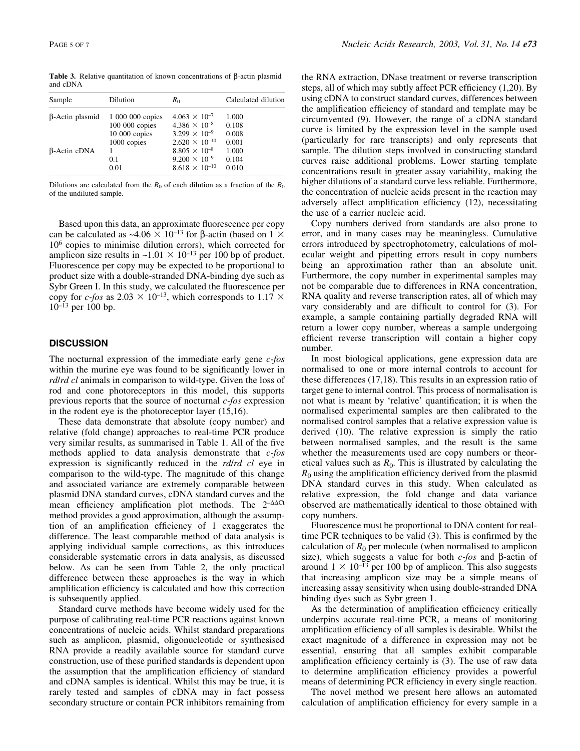**Table 3.** Relative quantitation of known concentrations of β-actin plasmid and cDNA

| Sample | Dilution | $R_0$ | Calculated dilution |
|---|---|---|---|
| β-Actin plasmid | 1 000 000 copies | $4.063 \times 10^{-7}$ | 1.000 |
| | 100 000 copies | $4.386 \times 10^{-8}$ | 0.108 |
| | 10 000 copies | $3.299 \times 10^{-9}$ | 0.008 |
| | 1000 copies | $2.620 \times 10^{-10}$ | 0.001 |
| β-Actin cDNA | 1 | $8.805 \times 10^{-8}$ | 1.000 |
| | 0.1 | $9.200 \times 10^{-9}$ | 0.104 |
| | 0.01 | $8.618 \times 10^{-10}$ | 0.010 |

Dilutions are calculated from the $R_0$ of each dilution as a fraction of the $R_0$ of the undiluted sample.

Based upon this data, an approximate fluorescence per copy can be calculated as $\sim 4.06 \times 10^{-13}$ for β-actin (based on $1 \times 10^6$ copies to minimise dilution errors), which corrected for amplicon size results in $\sim 1.01 \times 10^{-13}$ per 100 bp of product. Fluorescence per copy may be expected to be proportional to product size with a double-stranded DNA-binding dye such as Sybr Green I. In this study, we calculated the fluorescence per copy for *c-fos* as $2.03 \times 10^{-13}$, which corresponds to $1.17 \times 10^{-13}$ per 100 bp.

## DISCUSSION

The nocturnal expression of the immediate early gene *c-fos* within the murine eye was found to be significantly lower in *rd/rd cl* animals in comparison to wild-type. Given the loss of rod and cone photoreceptors in this model, this supports previous reports that the source of nocturnal *c-fos* expression in the rodent eye is the photoreceptor layer (15,16).

These data demonstrate that absolute (copy number) and relative (fold change) approaches to real-time PCR produce very similar results, as summarised in Table 1. All of the five methods applied to data analysis demonstrate that *c-fos* expression is significantly reduced in the *rd/rd cl* eye in comparison to the wild-type. The magnitude of this change and associated variance are extremely comparable between plasmid DNA standard curves, cDNA standard curves and the mean efficiency amplification plot methods. The $2^{-\Delta\Delta Ct}$ method provides a good approximation, although the assumption of an amplification efficiency of 1 exaggerates the difference. The least comparable method of data analysis is applying individual sample corrections, as this introduces considerable systematic errors in data analysis, as discussed below. As can be seen from Table 2, the only practical difference between these approaches is the way in which amplification efficiency is calculated and how this correction is subsequently applied.

Standard curve methods have become widely used for the purpose of calibrating real-time PCR reactions against known concentrations of nucleic acids. Whilst standard preparations such as amplicon, plasmid, oligonucleotide or synthesised RNA provide a readily available source for standard curve construction, use of these purified standards is dependent upon the assumption that the amplification efficiency of standard and cDNA samples is identical. Whilst this may be true, it is rarely tested and samples of cDNA may in fact possess secondary structure or contain PCR inhibitors remaining from the RNA extraction, DNase treatment or reverse transcription steps, all of which may subtly affect PCR efficiency (1,20). By using cDNA to construct standard curves, differences between the amplification efficiency of standard and template may be circumvented (9). However, the range of a cDNA standard curve is limited by the expression level in the sample used (particularly for rare transcripts) and only represents that sample. The dilution steps involved in constructing standard curves raise additional problems. Lower starting template concentrations result in greater assay variability, making the higher dilutions of a standard curve less reliable. Furthermore, the concentration of nucleic acids present in the reaction may adversely affect amplification efficiency (12), necessitating the use of a carrier nucleic acid.

Copy numbers derived from standards are also prone to error, and in many cases may be meaningless. Cumulative errors introduced by spectrophotometry, calculations of molecular weight and pipetting errors result in copy numbers being an approximation rather than an absolute unit. Furthermore, the copy number in experimental samples may not be comparable due to differences in RNA concentration, RNA quality and reverse transcription rates, all of which may vary considerably and are difficult to control for (3). For example, a sample containing partially degraded RNA will return a lower copy number, whereas a sample undergoing efficient reverse transcription will contain a higher copy number.

In most biological applications, gene expression data are normalised to one or more internal controls to account for these differences (17,18). This results in an expression ratio of target gene to internal control. This process of normalisation is not what is meant by 'relative' quantification; it is when the normalised experimental samples are then calibrated to the normalised control samples that a relative expression value is derived (10). The relative expression is simply the ratio between normalised samples, and the result is the same whether the measurements used are copy numbers or theoretical values such as $R_0$. This is illustrated by calculating the $R_0$ using the amplification efficiency derived from the plasmid DNA standard curves in this study. When calculated as relative expression, the fold change and data variance observed are mathematically identical to those obtained with copy numbers.

Fluorescence must be proportional to DNA content for real-time PCR techniques to be valid (3). This is confirmed by the calculation of $R_0$ per molecule (when normalised to amplicon size), which suggests a value for both *c-fos* and β-actin of around $1 \times 10^{-13}$ per 100 bp of amplicon. This also suggests that increasing amplicon size may be a simple means of increasing assay sensitivity when using double-stranded DNA binding dyes such as Sybr green 1.

As the determination of amplification efficiency critically underpins accurate real-time PCR, a means of monitoring amplification efficiency of all samples is desirable. Whilst the exact magnitude of a difference in expression may not be essential, ensuring that all samples exhibit comparable amplification efficiency certainly is (3). The use of raw data to determine amplification efficiency provides a powerful means of determining PCR efficiency in every single reaction.

The novel method we present here allows an automated calculation of amplification efficiency for every sample in a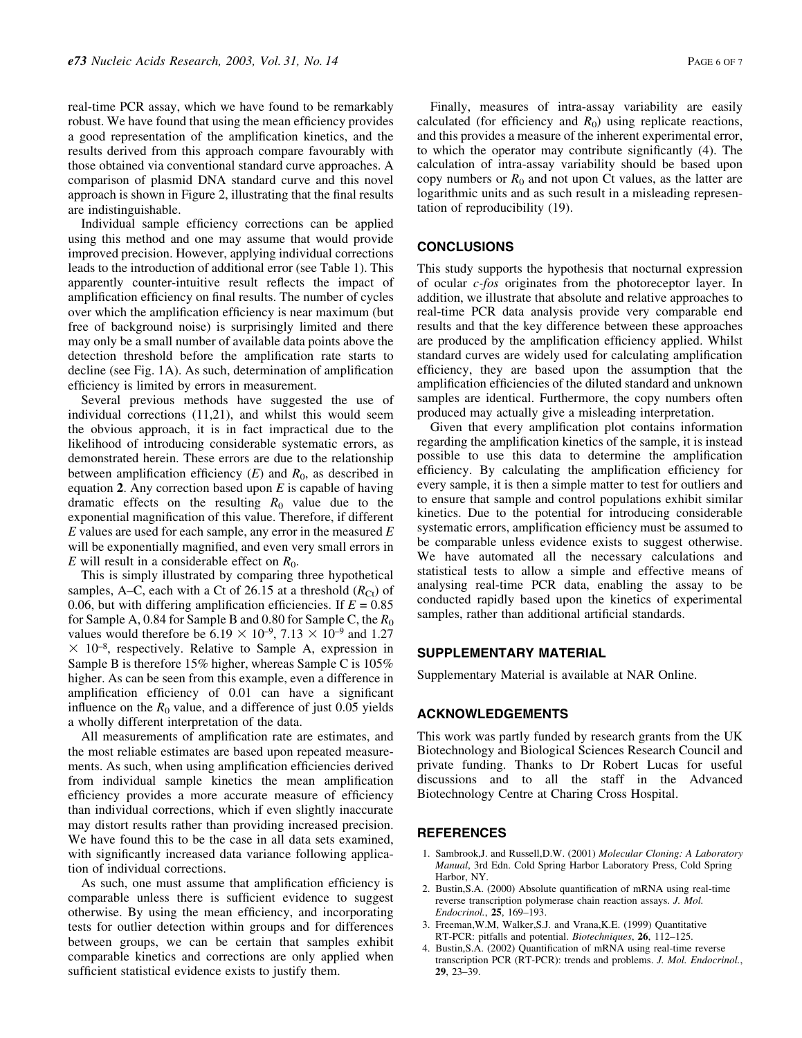real-time PCR assay, which we have found to be remarkably robust. We have found that using the mean efficiency provides a good representation of the amplification kinetics, and the results derived from this approach compare favourably with those obtained via conventional standard curve approaches. A comparison of plasmid DNA standard curve and this novel approach is shown in Figure 2, illustrating that the final results are indistinguishable.

Individual sample efficiency corrections can be applied using this method and one may assume that would provide improved precision. However, applying individual corrections leads to the introduction of additional error (see Table 1). This apparently counter-intuitive result reflects the impact of amplification efficiency on final results. The number of cycles over which the amplification efficiency is near maximum (but free of background noise) is surprisingly limited and there may only be a small number of available data points above the detection threshold before the amplification rate starts to decline (see Fig. 1A). As such, determination of amplification efficiency is limited by errors in measurement.

Several previous methods have suggested the use of individual corrections (11,21), and whilst this would seem the obvious approach, it is in fact impractical due to the likelihood of introducing considerable systematic errors, as demonstrated herein. These errors are due to the relationship between amplification efficiency ($E$) and $R_0$, as described in equation **2**. Any correction based upon $E$ is capable of having dramatic effects on the resulting $R_0$ value due to the exponential magnification of this value. Therefore, if different $E$ values are used for each sample, any error in the measured $E$ will be exponentially magnified, and even very small errors in $E$ will result in a considerable effect on $R_0$.

This is simply illustrated by comparing three hypothetical samples, A–C, each with a Ct of 26.15 at a threshold ($R_{Ct}$) of 0.06, but with differing amplification efficiencies. If $E = 0.85$ for Sample A, 0.84 for Sample B and 0.80 for Sample C, the $R_0$ values would therefore be $6.19 \times 10^{-9}$, $7.13 \times 10^{-9}$ and $1.27 \times 10^{-8}$, respectively. Relative to Sample A, expression in Sample B is therefore 15% higher, whereas Sample C is 105% higher. As can be seen from this example, even a difference in amplification efficiency of 0.01 can have a significant influence on the $R_0$ value, and a difference of just 0.05 yields a wholly different interpretation of the data.

All measurements of amplification rate are estimates, and the most reliable estimates are based upon repeated measurements. As such, when using amplification efficiencies derived from individual sample kinetics the mean amplification efficiency provides a more accurate measure of efficiency than individual corrections, which if even slightly inaccurate may distort results rather than providing increased precision. We have found this to be the case in all data sets examined, with significantly increased data variance following application of individual corrections.

As such, one must assume that amplification efficiency is comparable unless there is sufficient evidence to suggest otherwise. By using the mean efficiency, and incorporating tests for outlier detection within groups and for differences between groups, we can be certain that samples exhibit comparable kinetics and corrections are only applied when sufficient statistical evidence exists to justify them.

Finally, measures of intra-assay variability are easily calculated (for efficiency and $R_0$) using replicate reactions, and this provides a measure of the inherent experimental error, to which the operator may contribute significantly (4). The calculation of intra-assay variability should be based upon copy numbers or $R_0$ and not upon Ct values, as the latter are logarithmic units and as such result in a misleading representation of reproducibility (19).

## CONCLUSIONS

This study supports the hypothesis that nocturnal expression of ocular *c-fos* originates from the photoreceptor layer. In addition, we illustrate that absolute and relative approaches to real-time PCR data analysis provide very comparable end results and that the key difference between these approaches are produced by the amplification efficiency applied. Whilst standard curves are widely used for calculating amplification efficiency, they are based upon the assumption that the amplification efficiencies of the diluted standard and unknown samples are identical. Furthermore, the copy numbers often produced may actually give a misleading interpretation.

Given that every amplification plot contains information regarding the amplification kinetics of the sample, it is instead possible to use this data to determine the amplification efficiency. By calculating the amplification efficiency for every sample, it is then a simple matter to test for outliers and to ensure that sample and control populations exhibit similar kinetics. Due to the potential for introducing considerable systematic errors, amplification efficiency must be assumed to be comparable unless evidence exists to suggest otherwise. We have automated all the necessary calculations and statistical tests to allow a simple and effective means of analysing real-time PCR data, enabling the assay to be conducted rapidly based upon the kinetics of experimental samples, rather than additional artificial standards.

## SUPPLEMENTARY MATERIAL

Supplementary Material is available at NAR Online.

## ACKNOWLEDGEMENTS

This work was partly funded by research grants from the UK Biotechnology and Biological Sciences Research Council and private funding. Thanks to Dr Robert Lucas for useful discussions and to all the staff in the Advanced Biotechnology Centre at Charing Cross Hospital.

## REFERENCES

1. Sambrook,J. and Russell,D.W. (2001) *Molecular Cloning: A Laboratory Manual*, 3rd Edn. Cold Spring Harbor Laboratory Press, Cold Spring Harbor, NY.
2. Bustin,S.A. (2000) Absolute quantification of mRNA using real-time reverse transcription polymerase chain reaction assays. *J. Mol. Endocrinol.*, **25**, 169–193.
3. Freeman,W.M, Walker,S.J. and Vrana,K.E. (1999) Quantitative RT-PCR: pitfalls and potential. *Biotechniques*, **26**, 112–125.
4. Bustin,S.A. (2002) Quantification of mRNA using real-time reverse transcription PCR (RT-PCR): trends and problems. *J. Mol. Endocrinol.*, **29**, 23–39.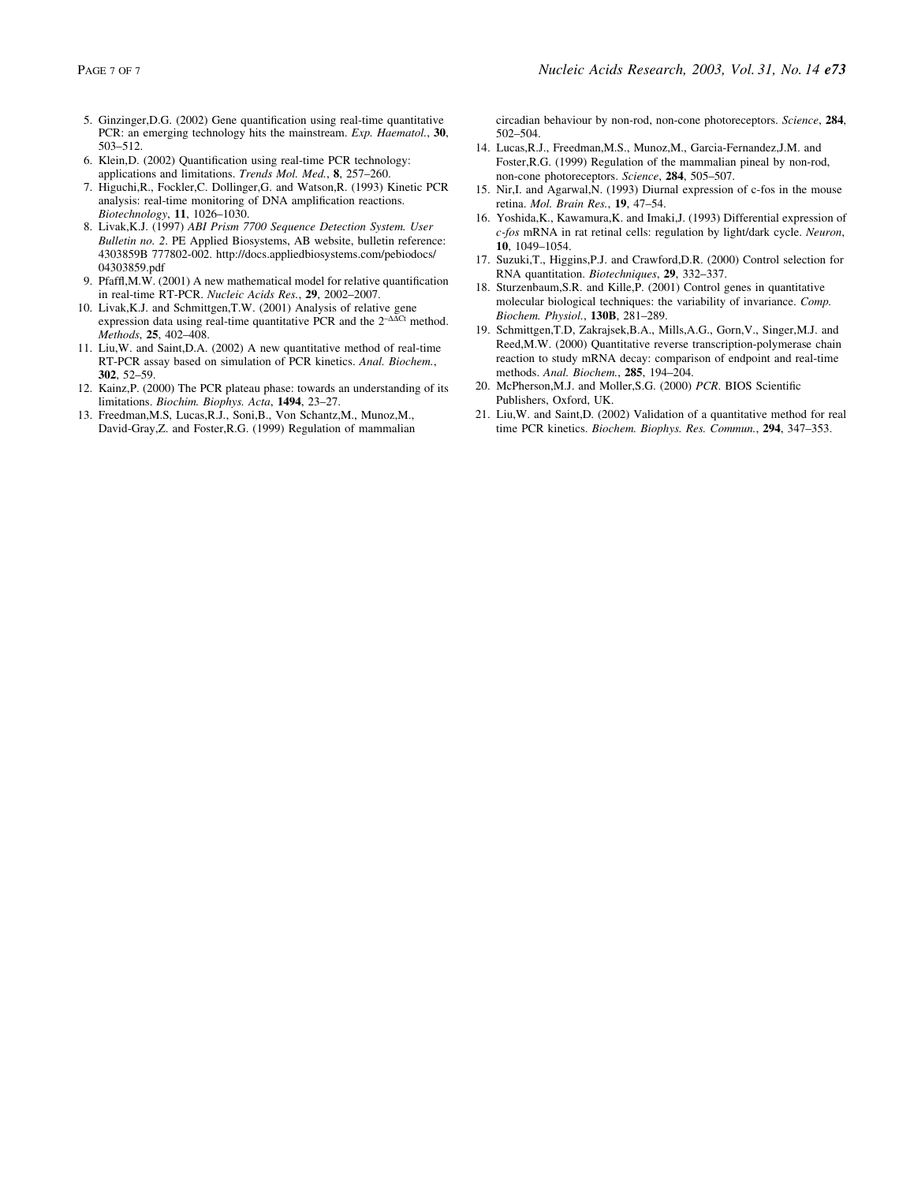5. Ginzinger,D.G. (2002) Gene quantification using real-time quantitative PCR: an emerging technology hits the mainstream. *Exp. Haematol.*, **30**, 503–512.
6. Klein,D. (2002) Quantification using real-time PCR technology: applications and limitations. *Trends Mol. Med.*, **8**, 257–260.
7. Higuchi,R., Fockler,C. Dollinger,G. and Watson,R. (1993) Kinetic PCR analysis: real-time monitoring of DNA amplification reactions. *Biotechnology*, **11**, 1026–1030.
8. Livak,K.J. (1997) *ABI Prism 7700 Sequence Detection System. User Bulletin no. 2*. PE Applied Biosystems, AB website, bulletin reference: 4303859B 777802-002. http://docs.appliedbiosystems.com/pebiodocs/04303859.pdf
9. Pfaffl,M.W. (2001) A new mathematical model for relative quantification in real-time RT-PCR. *Nucleic Acids Res.*, **29**, 2002–2007.
10. Livak,K.J. and Schmittgen,T.W. (2001) Analysis of relative gene expression data using real-time quantitative PCR and the $2^{-\Delta\Delta Ct}$ method. *Methods*, **25**, 402–408.
11. Liu,W. and Saint,D.A. (2002) A new quantitative method of real-time RT-PCR assay based on simulation of PCR kinetics. *Anal. Biochem.*, **302**, 52–59.
12. Kainz,P. (2000) The PCR plateau phase: towards an understanding of its limitations. *Biochim. Biophys. Acta*, **1494**, 23–27.
13. Freedman,M.S, Lucas,R.J., Soni,B., Von Schantz,M., Munoz,M., David-Gray,Z. and Foster,R.G. (1999) Regulation of mammalian circadian behaviour by non-rod, non-cone photoreceptors. *Science*, **284**, 502–504.
14. Lucas,R.J., Freedman,M.S., Munoz,M., Garcia-Fernandez,J.M. and Foster,R.G. (1999) Regulation of the mammalian pineal by non-rod, non-cone photoreceptors. *Science*, **284**, 505–507.
15. Nir,I. and Agarwal,N. (1993) Diurnal expression of c-fos in the mouse retina. *Mol. Brain Res.*, **19**, 47–54.
16. Yoshida,K., Kawamura,K. and Imaki,J. (1993) Differential expression of *c-fos* mRNA in rat retinal cells: regulation by light/dark cycle. *Neuron*, **10**, 1049–1054.
17. Suzuki,T., Higgins,P.J. and Crawford,D.R. (2000) Control selection for RNA quantitation. *Biotechniques*, **29**, 332–337.
18. Sturzenbaum,S.R. and Kille,P. (2001) Control genes in quantitative molecular biological techniques: the variability of invariance. *Comp. Biochem. Physiol.*, **130B**, 281–289.
19. Schmittgen,T.D, Zakrajsek,B.A., Mills,A.G., Gorn,V., Singer,M.J. and Reed,M.W. (2000) Quantitative reverse transcription-polymerase chain reaction to study mRNA decay: comparison of endpoint and real-time methods. *Anal. Biochem.*, **285**, 194–204.
20. McPherson,M.J. and Moller,S.G. (2000) *PCR*. BIOS Scientific Publishers, Oxford, UK.
21. Liu,W. and Saint,D. (2002) Validation of a quantitative method for real time PCR kinetics. *Biochem. Biophys. Res. Commun.*, **294**, 347–353.